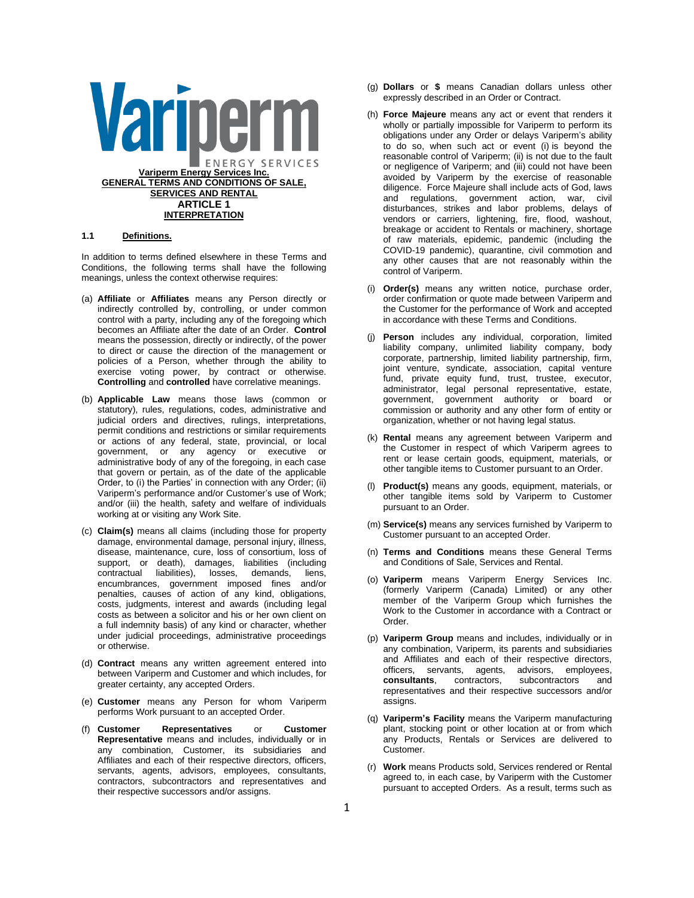**Variperm Energy Services Inc.**
**GENERAL TERMS AND CONDITIONS OF SALE, SERVICES AND RENTAL**

# ARTICLE 1
# INTERPRETATION

## 1.1 Definitions.

In addition to terms defined elsewhere in these Terms and Conditions, the following terms shall have the following meanings, unless the context otherwise requires:

(a) **Affiliate** or **Affiliates** means any Person directly or indirectly controlled by, controlling, or under common control with a party, including any of the foregoing which becomes an Affiliate after the date of an Order. **Control** means the possession, directly or indirectly, of the power to direct or cause the direction of the management or policies of a Person, whether through the ability to exercise voting power, by contract or otherwise. **Controlling** and **controlled** have correlative meanings.

(b) **Applicable Law** means those laws (common or statutory), rules, regulations, codes, administrative and judicial orders and directives, rulings, interpretations, permit conditions and restrictions or similar requirements or actions of any federal, state, provincial, or local government, or any agency or executive or administrative body of any of the foregoing, in each case that govern or pertain, as of the date of the applicable Order, to (i) the Parties' in connection with any Order; (ii) Variperm's performance and/or Customer's use of Work; and/or (iii) the health, safety and welfare of individuals working at or visiting any Work Site.

(c) **Claim(s)** means all claims (including those for property damage, environmental damage, personal injury, illness, disease, maintenance, cure, loss of consortium, loss of support, or death), damages, liabilities (including contractual liabilities), losses, demands, liens, encumbrances, government imposed fines and/or penalties, causes of action of any kind, obligations, costs, judgments, interest and awards (including legal costs as between a solicitor and his or her own client on a full indemnity basis) of any kind or character, whether under judicial proceedings, administrative proceedings or otherwise.

(d) **Contract** means any written agreement entered into between Variperm and Customer and which includes, for greater certainty, any accepted Orders.

(e) **Customer** means any Person for whom Variperm performs Work pursuant to an accepted Order.

(f) **Customer Representatives** or **Customer Representative** means and includes, individually or in any combination, Customer, its subsidiaries and Affiliates and each of their respective directors, officers, servants, agents, advisors, employees, consultants, contractors, subcontractors and representatives and their respective successors and/or assigns.

(g) **Dollars** or **$** means Canadian dollars unless other expressly described in an Order or Contract.

(h) **Force Majeure** means any act or event that renders it wholly or partially impossible for Variperm to perform its obligations under any Order or delays Variperm's ability to do so, when such act or event (i) is beyond the reasonable control of Variperm; (ii) is not due to the fault or negligence of Variperm; and (iii) could not have been avoided by Variperm by the exercise of reasonable diligence. Force Majeure shall include acts of God, laws and regulations, government action, war, civil disturbances, strikes and labor problems, delays of vendors or carriers, lightening, fire, flood, washout, breakage or accident to Rentals or machinery, shortage of raw materials, epidemic, pandemic (including the COVID-19 pandemic), quarantine, civil commotion and any other causes that are not reasonably within the control of Variperm.

(i) **Order(s)** means any written notice, purchase order, order confirmation or quote made between Variperm and the Customer for the performance of Work and accepted in accordance with these Terms and Conditions.

(j) **Person** includes any individual, corporation, limited liability company, unlimited liability company, body corporate, partnership, limited liability partnership, firm, joint venture, syndicate, association, capital venture fund, private equity fund, trust, trustee, executor, administrator, legal personal representative, estate, government, government authority or board or commission or authority and any other form of entity or organization, whether or not having legal status.

(k) **Rental** means any agreement between Variperm and the Customer in respect of which Variperm agrees to rent or lease certain goods, equipment, materials, or other tangible items to Customer pursuant to an Order.

(l) **Product(s)** means any goods, equipment, materials, or other tangible items sold by Variperm to Customer pursuant to an Order.

(m) **Service(s)** means any services furnished by Variperm to Customer pursuant to an accepted Order.

(n) **Terms and Conditions** means these General Terms and Conditions of Sale, Services and Rental.

(o) **Variperm** means Variperm Energy Services Inc. (formerly Variperm (Canada) Limited) or any other member of the Variperm Group which furnishes the Work to the Customer in accordance with a Contract or Order.

(p) **Variperm Group** means and includes, individually or in any combination, Variperm, its parents and subsidiaries and Affiliates and each of their respective directors, officers, servants, agents, advisors, employees, **consultants**, contractors, subcontractors and representatives and their respective successors and/or assigns.

(q) **Variperm's Facility** means the Variperm manufacturing plant, stocking point or other location at or from which any Products, Rentals or Services are delivered to Customer.

(r) **Work** means Products sold, Services rendered or Rental agreed to, in each case, by Variperm with the Customer pursuant to accepted Orders. As a result, terms such as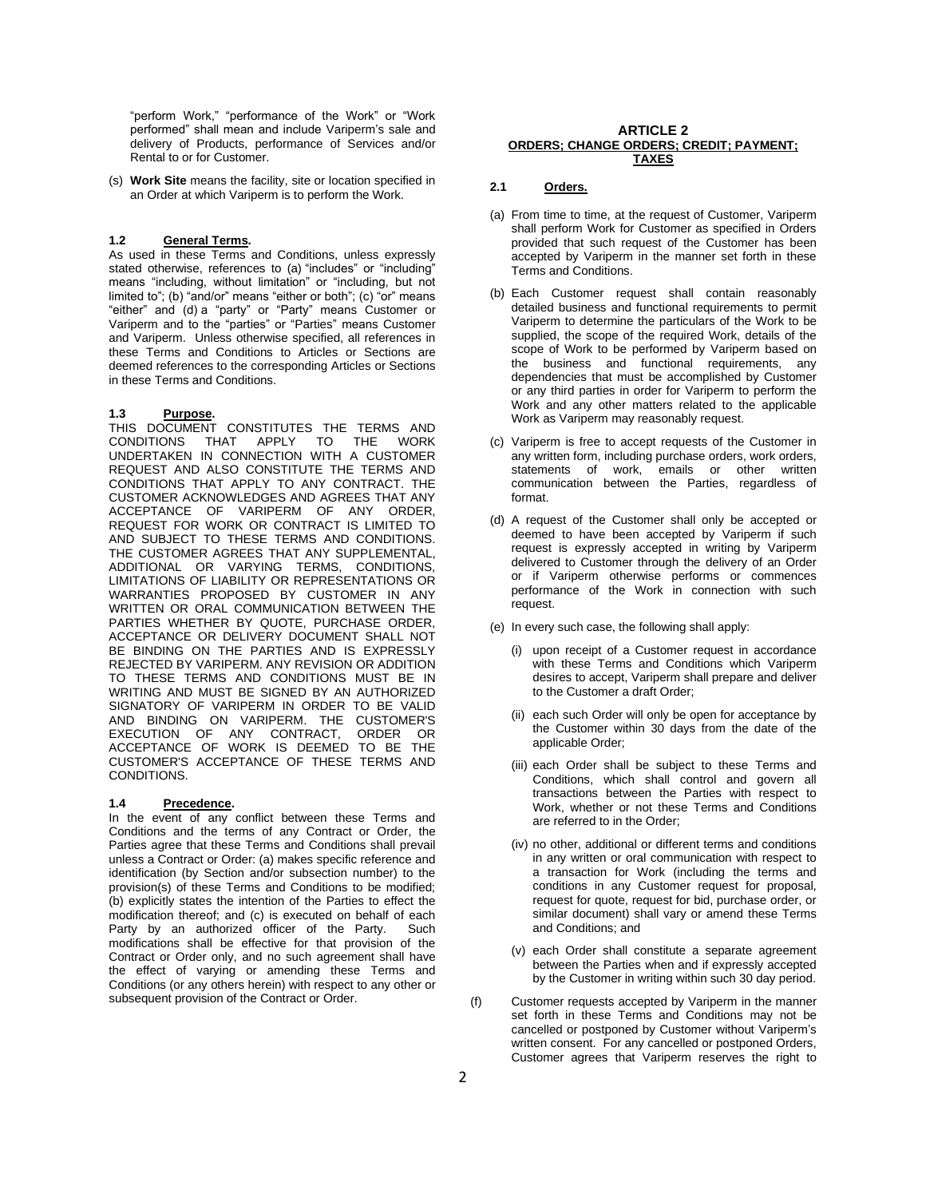"perform Work," "performance of the Work" or "Work performed" shall mean and include Variperm's sale and delivery of Products, performance of Services and/or Rental to or for Customer.

(s) **Work Site** means the facility, site or location specified in an Order at which Variperm is to perform the Work.

### 1.2 General Terms.

As used in these Terms and Conditions, unless expressly stated otherwise, references to (a) "includes" or "including" means "including, without limitation" or "including, but not limited to"; (b) "and/or" means "either or both"; (c) "or" means "either" and (d) a "party" or "Party" means Customer or Variperm and to the "parties" or "Parties" means Customer and Variperm. Unless otherwise specified, all references in these Terms and Conditions to Articles or Sections are deemed references to the corresponding Articles or Sections in these Terms and Conditions.

### 1.3 Purpose.

THIS DOCUMENT CONSTITUTES THE TERMS AND CONDITIONS THAT APPLY TO THE WORK UNDERTAKEN IN CONNECTION WITH A CUSTOMER REQUEST AND ALSO CONSTITUTE THE TERMS AND CONDITIONS THAT APPLY TO ANY CONTRACT. THE CUSTOMER ACKNOWLEDGES AND AGREES THAT ANY ACCEPTANCE OF VARIPERM OF ANY ORDER, REQUEST FOR WORK OR CONTRACT IS LIMITED TO AND SUBJECT TO THESE TERMS AND CONDITIONS. THE CUSTOMER AGREES THAT ANY SUPPLEMENTAL, ADDITIONAL OR VARYING TERMS, CONDITIONS, LIMITATIONS OF LIABILITY OR REPRESENTATIONS OR WARRANTIES PROPOSED BY CUSTOMER IN ANY WRITTEN OR ORAL COMMUNICATION BETWEEN THE PARTIES WHETHER BY QUOTE, PURCHASE ORDER, ACCEPTANCE OR DELIVERY DOCUMENT SHALL NOT BE BINDING ON THE PARTIES AND IS EXPRESSLY REJECTED BY VARIPERM. ANY REVISION OR ADDITION TO THESE TERMS AND CONDITIONS MUST BE IN WRITING AND MUST BE SIGNED BY AN AUTHORIZED SIGNATORY OF VARIPERM IN ORDER TO BE VALID AND BINDING ON VARIPERM. THE CUSTOMER'S EXECUTION OF ANY CONTRACT, ORDER OR ACCEPTANCE OF WORK IS DEEMED TO BE THE CUSTOMER'S ACCEPTANCE OF THESE TERMS AND CONDITIONS.

### 1.4 Precedence.

In the event of any conflict between these Terms and Conditions and the terms of any Contract or Order, the Parties agree that these Terms and Conditions shall prevail unless a Contract or Order: (a) makes specific reference and identification (by Section and/or subsection number) to the provision(s) of these Terms and Conditions to be modified; (b) explicitly states the intention of the Parties to effect the modification thereof; and (c) is executed on behalf of each Party by an authorized officer of the Party. Such modifications shall be effective for that provision of the Contract or Order only, and no such agreement shall have the effect of varying or amending these Terms and Conditions (or any others herein) with respect to any other or subsequent provision of the Contract or Order.

## ARTICLE 2
## ORDERS; CHANGE ORDERS; CREDIT; PAYMENT; TAXES

### 2.1 Orders.

(a) From time to time, at the request of Customer, Variperm shall perform Work for Customer as specified in Orders provided that such request of the Customer has been accepted by Variperm in the manner set forth in these Terms and Conditions.

(b) Each Customer request shall contain reasonably detailed business and functional requirements to permit Variperm to determine the particulars of the Work to be supplied, the scope of the required Work, details of the scope of Work to be performed by Variperm based on the business and functional requirements, any dependencies that must be accomplished by Customer or any third parties in order for Variperm to perform the Work and any other matters related to the applicable Work as Variperm may reasonably request.

(c) Variperm is free to accept requests of the Customer in any written form, including purchase orders, work orders, statements of work, emails or other written communication between the Parties, regardless of format.

(d) A request of the Customer shall only be accepted or deemed to have been accepted by Variperm if such request is expressly accepted in writing by Variperm delivered to Customer through the delivery of an Order or if Variperm otherwise performs or commences performance of the Work in connection with such request.

(e) In every such case, the following shall apply:

  (i) upon receipt of a Customer request in accordance with these Terms and Conditions which Variperm desires to accept, Variperm shall prepare and deliver to the Customer a draft Order;

  (ii) each such Order will only be open for acceptance by the Customer within 30 days from the date of the applicable Order;

  (iii) each Order shall be subject to these Terms and Conditions, which shall control and govern all transactions between the Parties with respect to Work, whether or not these Terms and Conditions are referred to in the Order;

  (iv) no other, additional or different terms and conditions in any written or oral communication with respect to a transaction for Work (including the terms and conditions in any Customer request for proposal, request for quote, request for bid, purchase order, or similar document) shall vary or amend these Terms and Conditions; and

  (v) each Order shall constitute a separate agreement between the Parties when and if expressly accepted by the Customer in writing within such 30 day period.

(f) Customer requests accepted by Variperm in the manner set forth in these Terms and Conditions may not be cancelled or postponed by Customer without Variperm's written consent. For any cancelled or postponed Orders, Customer agrees that Variperm reserves the right to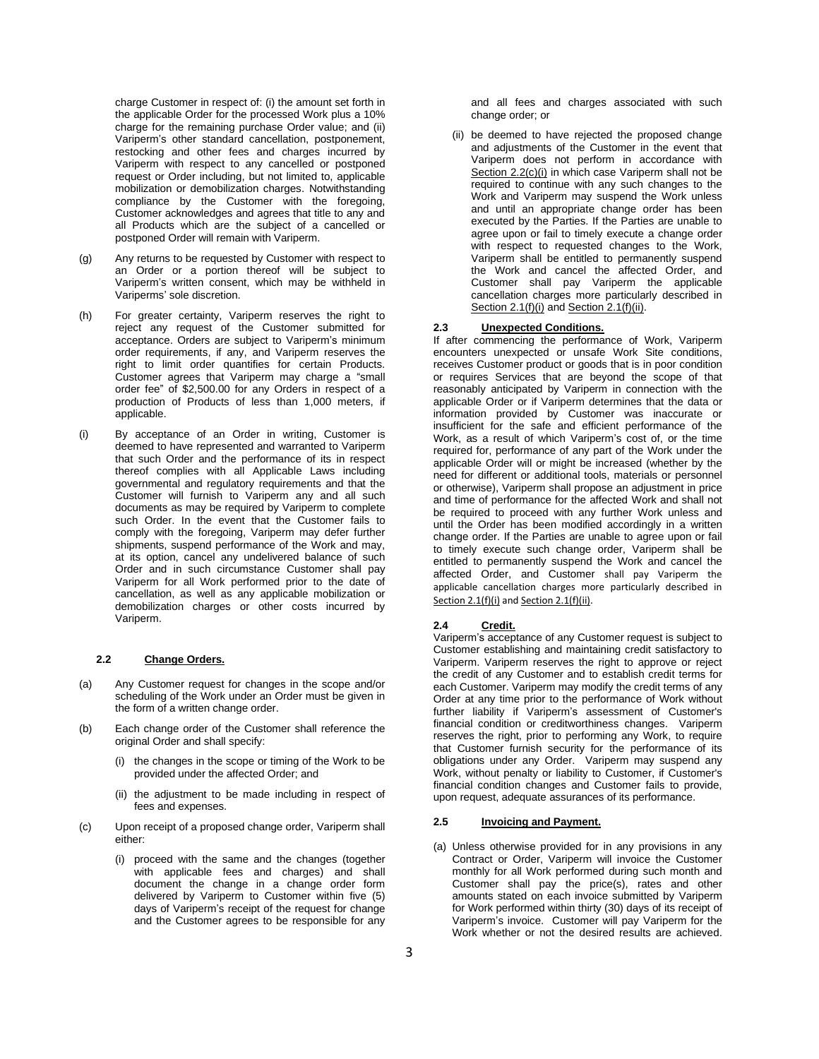charge Customer in respect of: (i) the amount set forth in the applicable Order for the processed Work plus a 10% charge for the remaining purchase Order value; and (ii) Variperm's other standard cancellation, postponement, restocking and other fees and charges incurred by Variperm with respect to any cancelled or postponed request or Order including, but not limited to, applicable mobilization or demobilization charges. Notwithstanding compliance by the Customer with the foregoing, Customer acknowledges and agrees that title to any and all Products which are the subject of a cancelled or postponed Order will remain with Variperm.

(g) Any returns to be requested by Customer with respect to an Order or a portion thereof will be subject to Variperm's written consent, which may be withheld in Variperms' sole discretion.

(h) For greater certainty, Variperm reserves the right to reject any request of the Customer submitted for acceptance. Orders are subject to Variperm's minimum order requirements, if any, and Variperm reserves the right to limit order quantifies for certain Products. Customer agrees that Variperm may charge a "small order fee" of $2,500.00 for any Orders in respect of a production of Products of less than 1,000 meters, if applicable.

(i) By acceptance of an Order in writing, Customer is deemed to have represented and warranted to Variperm that such Order and the performance of its in respect thereof complies with all Applicable Laws including governmental and regulatory requirements and that the Customer will furnish to Variperm any and all such documents as may be required by Variperm to complete such Order. In the event that the Customer fails to comply with the foregoing, Variperm may defer further shipments, suspend performance of the Work and may, at its option, cancel any undelivered balance of such Order and in such circumstance Customer shall pay Variperm for all Work performed prior to the date of cancellation, as well as any applicable mobilization or demobilization charges or other costs incurred by Variperm.

### 2.2 Change Orders.

(a) Any Customer request for changes in the scope and/or scheduling of the Work under an Order must be given in the form of a written change order.

(b) Each change order of the Customer shall reference the original Order and shall specify:

(i) the changes in the scope or timing of the Work to be provided under the affected Order; and

(ii) the adjustment to be made including in respect of fees and expenses.

(c) Upon receipt of a proposed change order, Variperm shall either:

(i) proceed with the same and the changes (together with applicable fees and charges) and shall document the change in a change order form delivered by Variperm to Customer within five (5) days of Variperm's receipt of the request for change and the Customer agrees to be responsible for any and all fees and charges associated with such change order; or

(ii) be deemed to have rejected the proposed change and adjustments of the Customer in the event that Variperm does not perform in accordance with Section 2.2(c)(i) in which case Variperm shall not be required to continue with any such changes to the Work and Variperm may suspend the Work unless and until an appropriate change order has been executed by the Parties. If the Parties are unable to agree upon or fail to timely execute a change order with respect to requested changes to the Work, Variperm shall be entitled to permanently suspend the Work and cancel the affected Order, and Customer shall pay Variperm the applicable cancellation charges more particularly described in Section 2.1(f)(i) and Section 2.1(f)(ii).

### 2.3 Unexpected Conditions.

If after commencing the performance of Work, Variperm encounters unexpected or unsafe Work Site conditions, receives Customer product or goods that is in poor condition or requires Services that are beyond the scope of that reasonably anticipated by Variperm in connection with the applicable Order or if Variperm determines that the data or information provided by Customer was inaccurate or insufficient for the safe and efficient performance of the Work, as a result of which Variperm's cost of, or the time required for, performance of any part of the Work under the applicable Order will or might be increased (whether by the need for different or additional tools, materials or personnel or otherwise), Variperm shall propose an adjustment in price and time of performance for the affected Work and shall not be required to proceed with any further Work unless and until the Order has been modified accordingly in a written change order. If the Parties are unable to agree upon or fail to timely execute such change order, Variperm shall be entitled to permanently suspend the Work and cancel the affected Order, and Customer shall pay Variperm the applicable cancellation charges more particularly described in Section 2.1(f)(i) and Section 2.1(f)(ii).

### 2.4 Credit.

Variperm's acceptance of any Customer request is subject to Customer establishing and maintaining credit satisfactory to Variperm. Variperm reserves the right to approve or reject the credit of any Customer and to establish credit terms for each Customer. Variperm may modify the credit terms of any Order at any time prior to the performance of Work without further liability if Variperm's assessment of Customer's financial condition or creditworthiness changes. Variperm reserves the right, prior to performing any Work, to require that Customer furnish security for the performance of its obligations under any Order. Variperm may suspend any Work, without penalty or liability to Customer, if Customer's financial condition changes and Customer fails to provide, upon request, adequate assurances of its performance.

### 2.5 Invoicing and Payment.

(a) Unless otherwise provided for in any provisions in any Contract or Order, Variperm will invoice the Customer monthly for all Work performed during such month and Customer shall pay the price(s), rates and other amounts stated on each invoice submitted by Variperm for Work performed within thirty (30) days of its receipt of Variperm's invoice. Customer will pay Variperm for the Work whether or not the desired results are achieved.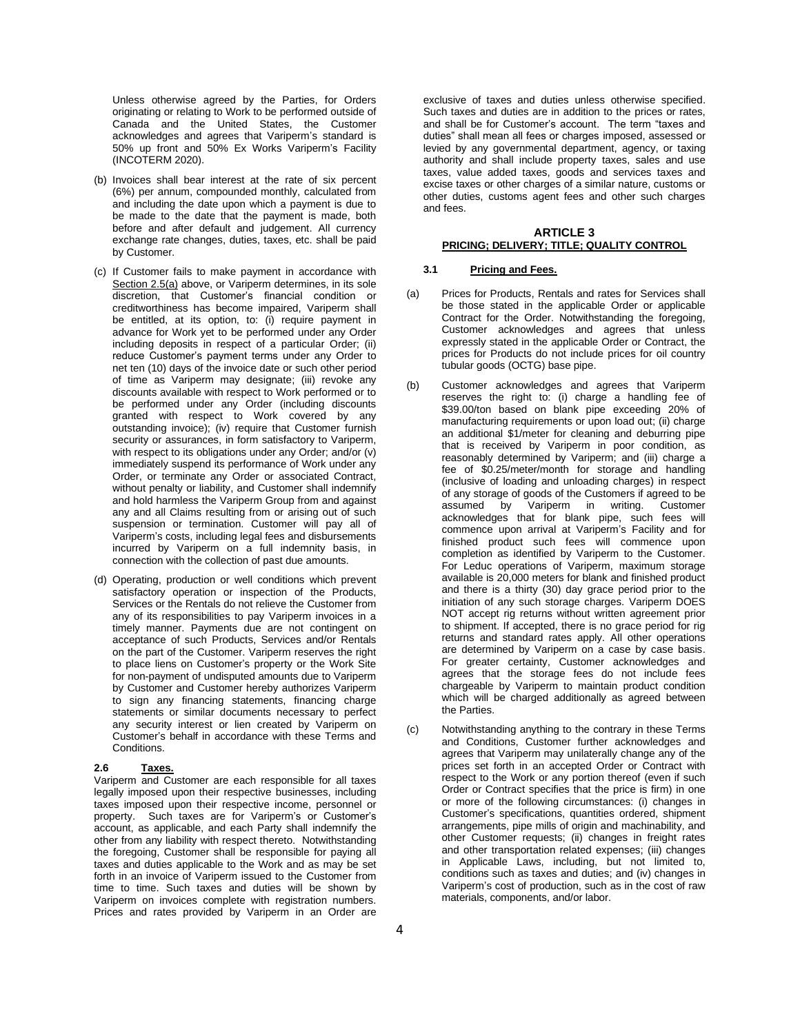Unless otherwise agreed by the Parties, for Orders originating or relating to Work to be performed outside of Canada and the United States, the Customer acknowledges and agrees that Variperm's standard is 50% up front and 50% Ex Works Variperm's Facility (INCOTERM 2020).

(b) Invoices shall bear interest at the rate of six percent (6%) per annum, compounded monthly, calculated from and including the date upon which a payment is due to be made to the date that the payment is made, both before and after default and judgement. All currency exchange rate changes, duties, taxes, etc. shall be paid by Customer.

(c) If Customer fails to make payment in accordance with Section 2.5(a) above, or Variperm determines, in its sole discretion, that Customer's financial condition or creditworthiness has become impaired, Variperm shall be entitled, at its option, to: (i) require payment in advance for Work yet to be performed under any Order including deposits in respect of a particular Order; (ii) reduce Customer's payment terms under any Order to net ten (10) days of the invoice date or such other period of time as Variperm may designate; (iii) revoke any discounts available with respect to Work performed or to be performed under any Order (including discounts granted with respect to Work covered by any outstanding invoice); (iv) require that Customer furnish security or assurances, in form satisfactory to Variperm, with respect to its obligations under any Order; and/or (v) immediately suspend its performance of Work under any Order, or terminate any Order or associated Contract, without penalty or liability, and Customer shall indemnify and hold harmless the Variperm Group from and against any and all Claims resulting from or arising out of such suspension or termination. Customer will pay all of Variperm's costs, including legal fees and disbursements incurred by Variperm on a full indemnity basis, in connection with the collection of past due amounts.

(d) Operating, production or well conditions which prevent satisfactory operation or inspection of the Products, Services or the Rentals do not relieve the Customer from any of its responsibilities to pay Variperm invoices in a timely manner. Payments due are not contingent on acceptance of such Products, Services and/or Rentals on the part of the Customer. Variperm reserves the right to place liens on Customer's property or the Work Site for non-payment of undisputed amounts due to Variperm by Customer and Customer hereby authorizes Variperm to sign any financing statements, financing charge statements or similar documents necessary to perfect any security interest or lien created by Variperm on Customer's behalf in accordance with these Terms and Conditions.

### 2.6 Taxes.

Variperm and Customer are each responsible for all taxes legally imposed upon their respective businesses, including taxes imposed upon their respective income, personnel or property. Such taxes are for Variperm's or Customer's account, as applicable, and each Party shall indemnify the other from any liability with respect thereto. Notwithstanding the foregoing, Customer shall be responsible for paying all taxes and duties applicable to the Work and as may be set forth in an invoice of Variperm issued to the Customer from time to time. Such taxes and duties will be shown by Variperm on invoices complete with registration numbers. Prices and rates provided by Variperm in an Order are exclusive of taxes and duties unless otherwise specified. Such taxes and duties are in addition to the prices or rates, and shall be for Customer's account. The term "taxes and duties" shall mean all fees or charges imposed, assessed or levied by any governmental department, agency, or taxing authority and shall include property taxes, sales and use taxes, value added taxes, goods and services taxes and excise taxes or other charges of a similar nature, customs or other duties, customs agent fees and other such charges and fees.

## ARTICLE 3
## PRICING; DELIVERY; TITLE; QUALITY CONTROL

### 3.1 Pricing and Fees.

(a) Prices for Products, Rentals and rates for Services shall be those stated in the applicable Order or applicable Contract for the Order. Notwithstanding the foregoing, Customer acknowledges and agrees that unless expressly stated in the applicable Order or Contract, the prices for Products do not include prices for oil country tubular goods (OCTG) base pipe.

(b) Customer acknowledges and agrees that Variperm reserves the right to: (i) charge a handling fee of $39.00/ton based on blank pipe exceeding 20% of manufacturing requirements or upon load out; (ii) charge an additional $1/meter for cleaning and deburring pipe that is received by Variperm in poor condition, as reasonably determined by Variperm; and (iii) charge a fee of $0.25/meter/month for storage and handling (inclusive of loading and unloading charges) in respect of any storage of goods of the Customers if agreed to be assumed by Variperm in writing. Customer acknowledges that for blank pipe, such fees will commence upon arrival at Variperm's Facility and for finished product such fees will commence upon completion as identified by Variperm to the Customer. For Leduc operations of Variperm, maximum storage available is 20,000 meters for blank and finished product and there is a thirty (30) day grace period prior to the initiation of any such storage charges. Variperm DOES NOT accept rig returns without written agreement prior to shipment. If accepted, there is no grace period for rig returns and standard rates apply. All other operations are determined by Variperm on a case by case basis. For greater certainty, Customer acknowledges and agrees that the storage fees do not include fees chargeable by Variperm to maintain product condition which will be charged additionally as agreed between the Parties.

(c) Notwithstanding anything to the contrary in these Terms and Conditions, Customer further acknowledges and agrees that Variperm may unilaterally change any of the prices set forth in an accepted Order or Contract with respect to the Work or any portion thereof (even if such Order or Contract specifies that the price is firm) in one or more of the following circumstances: (i) changes in Customer's specifications, quantities ordered, shipment arrangements, pipe mills of origin and machinability, and other Customer requests; (ii) changes in freight rates and other transportation related expenses; (iii) changes in Applicable Laws, including, but not limited to, conditions such as taxes and duties; and (iv) changes in Variperm's cost of production, such as in the cost of raw materials, components, and/or labor.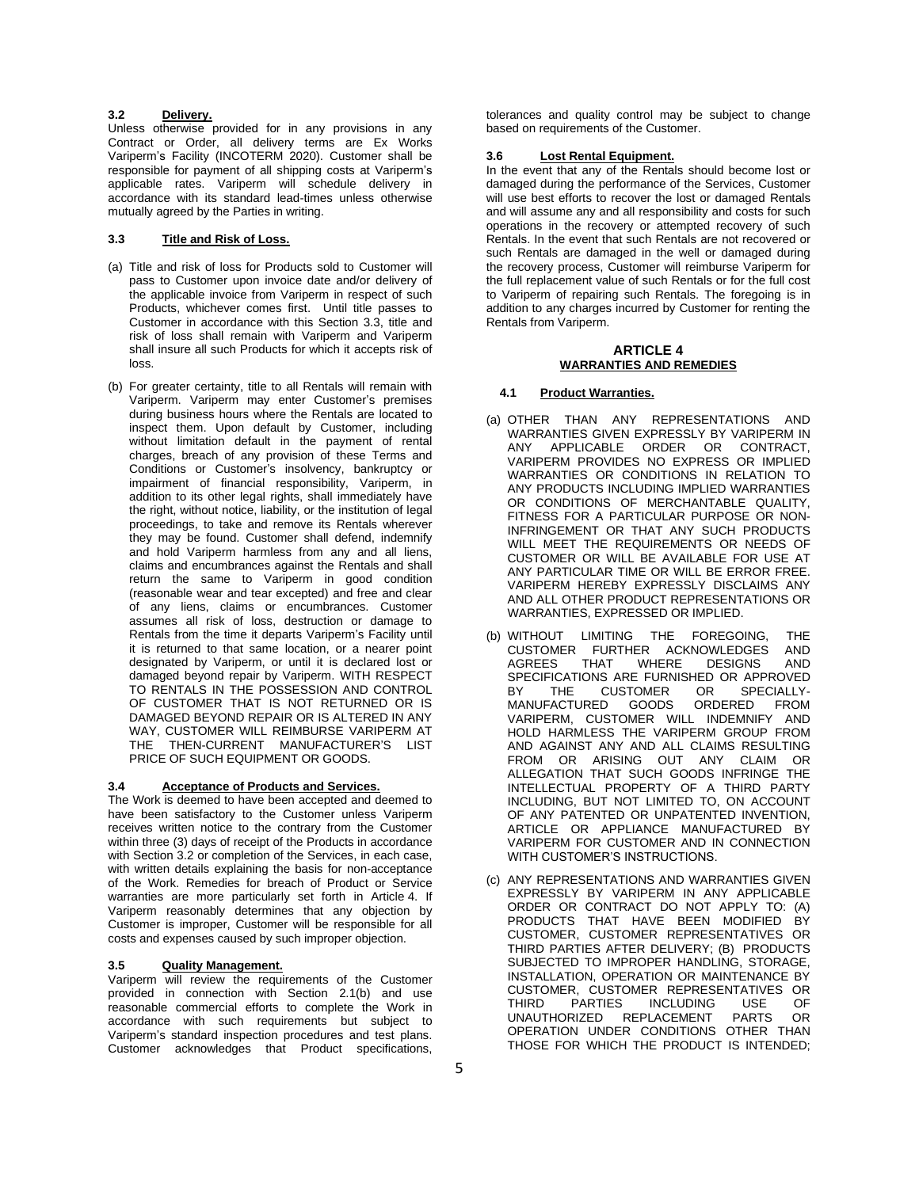### 3.2 Delivery.

Unless otherwise provided for in any provisions in any Contract or Order, all delivery terms are Ex Works Variperm's Facility (INCOTERM 2020). Customer shall be responsible for payment of all shipping costs at Variperm's applicable rates. Variperm will schedule delivery in accordance with its standard lead-times unless otherwise mutually agreed by the Parties in writing.

### 3.3 Title and Risk of Loss.

(a) Title and risk of loss for Products sold to Customer will pass to Customer upon invoice date and/or delivery of the applicable invoice from Variperm in respect of such Products, whichever comes first. Until title passes to Customer in accordance with this Section 3.3, title and risk of loss shall remain with Variperm and Variperm shall insure all such Products for which it accepts risk of loss.

(b) For greater certainty, title to all Rentals will remain with Variperm. Variperm may enter Customer's premises during business hours where the Rentals are located to inspect them. Upon default by Customer, including without limitation default in the payment of rental charges, breach of any provision of these Terms and Conditions or Customer's insolvency, bankruptcy or impairment of financial responsibility, Variperm, in addition to its other legal rights, shall immediately have the right, without notice, liability, or the institution of legal proceedings, to take and remove its Rentals wherever they may be found. Customer shall defend, indemnify and hold Variperm harmless from any and all liens, claims and encumbrances against the Rentals and shall return the same to Variperm in good condition (reasonable wear and tear excepted) and free and clear of any liens, claims or encumbrances. Customer assumes all risk of loss, destruction or damage to Rentals from the time it departs Variperm's Facility until it is returned to that same location, or a nearer point designated by Variperm, or until it is declared lost or damaged beyond repair by Variperm. WITH RESPECT TO RENTALS IN THE POSSESSION AND CONTROL OF CUSTOMER THAT IS NOT RETURNED OR IS DAMAGED BEYOND REPAIR OR IS ALTERED IN ANY WAY, CUSTOMER WILL REIMBURSE VARIPERM AT THE THEN-CURRENT MANUFACTURER'S LIST PRICE OF SUCH EQUIPMENT OR GOODS.

### 3.4 Acceptance of Products and Services.

The Work is deemed to have been accepted and deemed to have been satisfactory to the Customer unless Variperm receives written notice to the contrary from the Customer within three (3) days of receipt of the Products in accordance with Section 3.2 or completion of the Services, in each case, with written details explaining the basis for non-acceptance of the Work. Remedies for breach of Product or Service warranties are more particularly set forth in Article 4. If Variperm reasonably determines that any objection by Customer is improper, Customer will be responsible for all costs and expenses caused by such improper objection.

### 3.5 Quality Management.

Variperm will review the requirements of the Customer provided in connection with Section 2.1(b) and use reasonable commercial efforts to complete the Work in accordance with such requirements but subject to Variperm's standard inspection procedures and test plans. Customer acknowledges that Product specifications, tolerances and quality control may be subject to change based on requirements of the Customer.

### 3.6 Lost Rental Equipment.

In the event that any of the Rentals should become lost or damaged during the performance of the Services, Customer will use best efforts to recover the lost or damaged Rentals and will assume any and all responsibility and costs for such operations in the recovery or attempted recovery of such Rentals. In the event that such Rentals are not recovered or such Rentals are damaged in the well or damaged during the recovery process, Customer will reimburse Variperm for the full replacement value of such Rentals or for the full cost to Variperm of repairing such Rentals. The foregoing is in addition to any charges incurred by Customer for renting the Rentals from Variperm.

## ARTICLE 4
## WARRANTIES AND REMEDIES

### 4.1 Product Warranties.

(a) OTHER THAN ANY REPRESENTATIONS AND WARRANTIES GIVEN EXPRESSLY BY VARIPERM IN ANY APPLICABLE ORDER OR CONTRACT, VARIPERM PROVIDES NO EXPRESS OR IMPLIED WARRANTIES OR CONDITIONS IN RELATION TO ANY PRODUCTS INCLUDING IMPLIED WARRANTIES OR CONDITIONS OF MERCHANTABLE QUALITY, FITNESS FOR A PARTICULAR PURPOSE OR NON-INFRINGEMENT OR THAT ANY SUCH PRODUCTS WILL MEET THE REQUIREMENTS OR NEEDS OF CUSTOMER OR WILL BE AVAILABLE FOR USE AT ANY PARTICULAR TIME OR WILL BE ERROR FREE. VARIPERM HEREBY EXPRESSLY DISCLAIMS ANY AND ALL OTHER PRODUCT REPRESENTATIONS OR WARRANTIES, EXPRESSED OR IMPLIED.

(b) WITHOUT LIMITING THE FOREGOING, THE CUSTOMER FURTHER ACKNOWLEDGES AND AGREES THAT WHERE DESIGNS AND SPECIFICATIONS ARE FURNISHED OR APPROVED BY THE CUSTOMER OR SPECIALLY-MANUFACTURED GOODS ORDERED FROM VARIPERM, CUSTOMER WILL INDEMNIFY AND HOLD HARMLESS THE VARIPERM GROUP FROM AND AGAINST ANY AND ALL CLAIMS RESULTING FROM OR ARISING OUT ANY CLAIM OR ALLEGATION THAT SUCH GOODS INFRINGE THE INTELLECTUAL PROPERTY OF A THIRD PARTY INCLUDING, BUT NOT LIMITED TO, ON ACCOUNT OF ANY PATENTED OR UNPATENTED INVENTION, ARTICLE OR APPLIANCE MANUFACTURED BY VARIPERM FOR CUSTOMER AND IN CONNECTION WITH CUSTOMER'S INSTRUCTIONS.

(c) ANY REPRESENTATIONS AND WARRANTIES GIVEN EXPRESSLY BY VARIPERM IN ANY APPLICABLE ORDER OR CONTRACT DO NOT APPLY TO: (A) PRODUCTS THAT HAVE BEEN MODIFIED BY CUSTOMER, CUSTOMER REPRESENTATIVES OR THIRD PARTIES AFTER DELIVERY; (B) PRODUCTS SUBJECTED TO IMPROPER HANDLING, STORAGE, INSTALLATION, OPERATION OR MAINTENANCE BY CUSTOMER, CUSTOMER REPRESENTATIVES OR THIRD PARTIES INCLUDING USE OF UNAUTHORIZED REPLACEMENT PARTS OR OPERATION UNDER CONDITIONS OTHER THAN THOSE FOR WHICH THE PRODUCT IS INTENDED;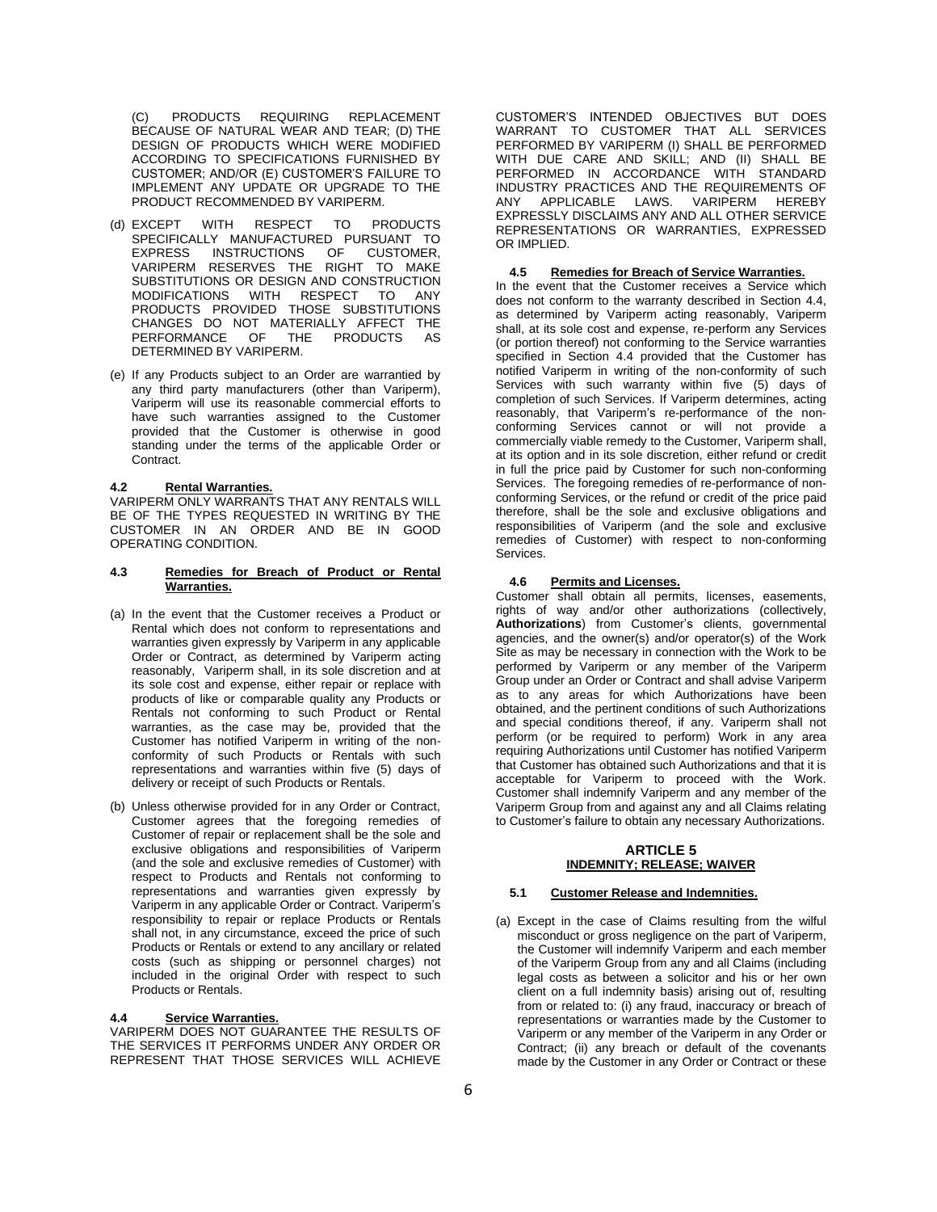(C) PRODUCTS REQUIRING REPLACEMENT BECAUSE OF NATURAL WEAR AND TEAR; (D) THE DESIGN OF PRODUCTS WHICH WERE MODIFIED ACCORDING TO SPECIFICATIONS FURNISHED BY CUSTOMER; AND/OR (E) CUSTOMER'S FAILURE TO IMPLEMENT ANY UPDATE OR UPGRADE TO THE PRODUCT RECOMMENDED BY VARIPERM.

(d) EXCEPT WITH RESPECT TO PRODUCTS SPECIFICALLY MANUFACTURED PURSUANT TO EXPRESS INSTRUCTIONS OF CUSTOMER, VARIPERM RESERVES THE RIGHT TO MAKE SUBSTITUTIONS OR DESIGN AND CONSTRUCTION MODIFICATIONS WITH RESPECT TO ANY PRODUCTS PROVIDED THOSE SUBSTITUTIONS CHANGES DO NOT MATERIALLY AFFECT THE PERFORMANCE OF THE PRODUCTS AS DETERMINED BY VARIPERM.

(e) If any Products subject to an Order are warrantied by any third party manufacturers (other than Variperm), Variperm will use its reasonable commercial efforts to have such warranties assigned to the Customer provided that the Customer is otherwise in good standing under the terms of the applicable Order or Contract.

#### 4.2 Rental Warranties.

VARIPERM ONLY WARRANTS THAT ANY RENTALS WILL BE OF THE TYPES REQUESTED IN WRITING BY THE CUSTOMER IN AN ORDER AND BE IN GOOD OPERATING CONDITION.

#### 4.3 Remedies for Breach of Product or Rental Warranties.

(a) In the event that the Customer receives a Product or Rental which does not conform to representations and warranties given expressly by Variperm in any applicable Order or Contract, as determined by Variperm acting reasonably, Variperm shall, in its sole discretion and at its sole cost and expense, either repair or replace with products of like or comparable quality any Products or Rentals not conforming to such Product or Rental warranties, as the case may be, provided that the Customer has notified Variperm in writing of the non-conformity of such Products or Rentals with such representations and warranties within five (5) days of delivery or receipt of such Products or Rentals.

(b) Unless otherwise provided for in any Order or Contract, Customer agrees that the foregoing remedies of Customer of repair or replacement shall be the sole and exclusive obligations and responsibilities of Variperm (and the sole and exclusive remedies of Customer) with respect to Products and Rentals not conforming to representations and warranties given expressly by Variperm in any applicable Order or Contract. Variperm's responsibility to repair or replace Products or Rentals shall not, in any circumstance, exceed the price of such Products or Rentals or extend to any ancillary or related costs (such as shipping or personnel charges) not included in the original Order with respect to such Products or Rentals.

#### 4.4 Service Warranties.

VARIPERM DOES NOT GUARANTEE THE RESULTS OF THE SERVICES IT PERFORMS UNDER ANY ORDER OR REPRESENT THAT THOSE SERVICES WILL ACHIEVE CUSTOMER'S INTENDED OBJECTIVES BUT DOES WARRANT TO CUSTOMER THAT ALL SERVICES PERFORMED BY VARIPERM (I) SHALL BE PERFORMED WITH DUE CARE AND SKILL; AND (II) SHALL BE PERFORMED IN ACCORDANCE WITH STANDARD INDUSTRY PRACTICES AND THE REQUIREMENTS OF ANY APPLICABLE LAWS. VARIPERM HEREBY EXPRESSLY DISCLAIMS ANY AND ALL OTHER SERVICE REPRESENTATIONS OR WARRANTIES, EXPRESSED OR IMPLIED.

#### 4.5 Remedies for Breach of Service Warranties.

In the event that the Customer receives a Service which does not conform to the warranty described in Section 4.4, as determined by Variperm acting reasonably, Variperm shall, at its sole cost and expense, re-perform any Services (or portion thereof) not conforming to the Service warranties specified in Section 4.4 provided that the Customer has notified Variperm in writing of the non-conformity of such Services with such warranty within five (5) days of completion of such Services. If Variperm determines, acting reasonably, that Variperm's re-performance of the non-conforming Services cannot or will not provide a commercially viable remedy to the Customer, Variperm shall, at its option and in its sole discretion, either refund or credit in full the price paid by Customer for such non-conforming Services. The foregoing remedies of re-performance of non-conforming Services, or the refund or credit of the price paid therefore, shall be the sole and exclusive obligations and responsibilities of Variperm (and the sole and exclusive remedies of Customer) with respect to non-conforming Services.

#### 4.6 Permits and Licenses.

Customer shall obtain all permits, licenses, easements, rights of way and/or other authorizations (collectively, **Authorizations**) from Customer's clients, governmental agencies, and the owner(s) and/or operator(s) of the Work Site as may be necessary in connection with the Work to be performed by Variperm or any member of the Variperm Group under an Order or Contract and shall advise Variperm as to any areas for which Authorizations have been obtained, and the pertinent conditions of such Authorizations and special conditions thereof, if any. Variperm shall not perform (or be required to perform) Work in any area requiring Authorizations until Customer has notified Variperm that Customer has obtained such Authorizations and that it is acceptable for Variperm to proceed with the Work. Customer shall indemnify Variperm and any member of the Variperm Group from and against any and all Claims relating to Customer's failure to obtain any necessary Authorizations.

## ARTICLE 5
## INDEMNITY; RELEASE; WAIVER

#### 5.1 Customer Release and Indemnities.

(a) Except in the case of Claims resulting from the wilful misconduct or gross negligence on the part of Variperm, the Customer will indemnify Variperm and each member of the Variperm Group from any and all Claims (including legal costs as between a solicitor and his or her own client on a full indemnity basis) arising out of, resulting from or related to: (i) any fraud, inaccuracy or breach of representations or warranties made by the Customer to Variperm or any member of the Variperm in any Order or Contract; (ii) any breach or default of the covenants made by the Customer in any Order or Contract or these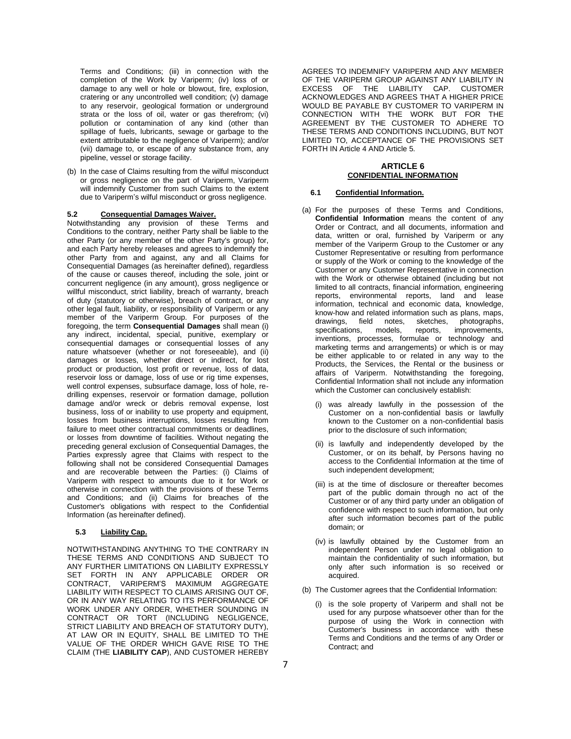Terms and Conditions; (iii) in connection with the completion of the Work by Variperm; (iv) loss of or damage to any well or hole or blowout, fire, explosion, cratering or any uncontrolled well condition; (v) damage to any reservoir, geological formation or underground strata or the loss of oil, water or gas therefrom; (vi) pollution or contamination of any kind (other than spillage of fuels, lubricants, sewage or garbage to the extent attributable to the negligence of Variperm); and/or (vii) damage to, or escape of any substance from, any pipeline, vessel or storage facility.

(b) In the case of Claims resulting from the wilful misconduct or gross negligence on the part of Variperm, Variperm will indemnify Customer from such Claims to the extent due to Variperm's wilful misconduct or gross negligence.

**5.2 Consequential Damages Waiver.**

Notwithstanding any provision of these Terms and Conditions to the contrary, neither Party shall be liable to the other Party (or any member of the other Party's group) for, and each Party hereby releases and agrees to indemnify the other Party from and against, any and all Claims for Consequential Damages (as hereinafter defined), regardless of the cause or causes thereof, including the sole, joint or concurrent negligence (in any amount), gross negligence or willful misconduct, strict liability, breach of warranty, breach of duty (statutory or otherwise), breach of contract, or any other legal fault, liability, or responsibility of Variperm or any member of the Variperm Group. For purposes of the foregoing, the term **Consequential Damages** shall mean (i) any indirect, incidental, special, punitive, exemplary or consequential damages or consequential losses of any nature whatsoever (whether or not foreseeable), and (ii) damages or losses, whether direct or indirect, for lost product or production, lost profit or revenue, loss of data, reservoir loss or damage, loss of use or rig time expenses, well control expenses, subsurface damage, loss of hole, re-drilling expenses, reservoir or formation damage, pollution damage and/or wreck or debris removal expense, lost business, loss of or inability to use property and equipment, losses from business interruptions, losses resulting from failure to meet other contractual commitments or deadlines, or losses from downtime of facilities. Without negating the preceding general exclusion of Consequential Damages, the Parties expressly agree that Claims with respect to the following shall not be considered Consequential Damages and are recoverable between the Parties: (i) Claims of Variperm with respect to amounts due to it for Work or otherwise in connection with the provisions of these Terms and Conditions; and (ii) Claims for breaches of the Customer's obligations with respect to the Confidential Information (as hereinafter defined).

**5.3 Liability Cap.**

NOTWITHSTANDING ANYTHING TO THE CONTRARY IN THESE TERMS AND CONDITIONS AND SUBJECT TO ANY FURTHER LIMITATIONS ON LIABILITY EXPRESSLY SET FORTH IN ANY APPLICABLE ORDER OR CONTRACT, VARIPERM'S MAXIMUM AGGREGATE LIABILITY WITH RESPECT TO CLAIMS ARISING OUT OF, OR IN ANY WAY RELATING TO ITS PERFORMANCE OF WORK UNDER ANY ORDER, WHETHER SOUNDING IN CONTRACT OR TORT (INCLUDING NEGLIGENCE, STRICT LIABILITY AND BREACH OF STATUTORY DUTY), AT LAW OR IN EQUITY, SHALL BE LIMITED TO THE VALUE OF THE ORDER WHICH GAVE RISE TO THE CLAIM (THE **LIABILITY CAP**), AND CUSTOMER HEREBY AGREES TO INDEMNIFY VARIPERM AND ANY MEMBER OF THE VARIPERM GROUP AGAINST ANY LIABILITY IN EXCESS OF THE LIABILITY CAP. CUSTOMER ACKNOWLEDGES AND AGREES THAT A HIGHER PRICE WOULD BE PAYABLE BY CUSTOMER TO VARIPERM IN CONNECTION WITH THE WORK BUT FOR THE AGREEMENT BY THE CUSTOMER TO ADHERE TO THESE TERMS AND CONDITIONS INCLUDING, BUT NOT LIMITED TO, ACCEPTANCE OF THE PROVISIONS SET FORTH IN Article 4 AND Article 5.

## ARTICLE 6
## CONFIDENTIAL INFORMATION

**6.1 Confidential Information.**

(a) For the purposes of these Terms and Conditions, **Confidential Information** means the content of any Order or Contract, and all documents, information and data, written or oral, furnished by Variperm or any member of the Variperm Group to the Customer or any Customer Representative or resulting from performance or supply of the Work or coming to the knowledge of the Customer or any Customer Representative in connection with the Work or otherwise obtained (including but not limited to all contracts, financial information, engineering reports, environmental reports, land and lease information, technical and economic data, knowledge, know-how and related information such as plans, maps, drawings, field notes, sketches, photographs, specifications, models, reports, improvements, inventions, processes, formulae or technology and marketing terms and arrangements) or which is or may be either applicable to or related in any way to the Products, the Services, the Rental or the business or affairs of Variperm. Notwithstanding the foregoing, Confidential Information shall not include any information which the Customer can conclusively establish:

   (i) was already lawfully in the possession of the Customer on a non-confidential basis or lawfully known to the Customer on a non-confidential basis prior to the disclosure of such information;

   (ii) is lawfully and independently developed by the Customer, or on its behalf, by Persons having no access to the Confidential Information at the time of such independent development;

   (iii) is at the time of disclosure or thereafter becomes part of the public domain through no act of the Customer or of any third party under an obligation of confidence with respect to such information, but only after such information becomes part of the public domain; or

   (iv) is lawfully obtained by the Customer from an independent Person under no legal obligation to maintain the confidentiality of such information, but only after such information is so received or acquired.

(b) The Customer agrees that the Confidential Information:

   (i) is the sole property of Variperm and shall not be used for any purpose whatsoever other than for the purpose of using the Work in connection with Customer's business in accordance with these Terms and Conditions and the terms of any Order or Contract; and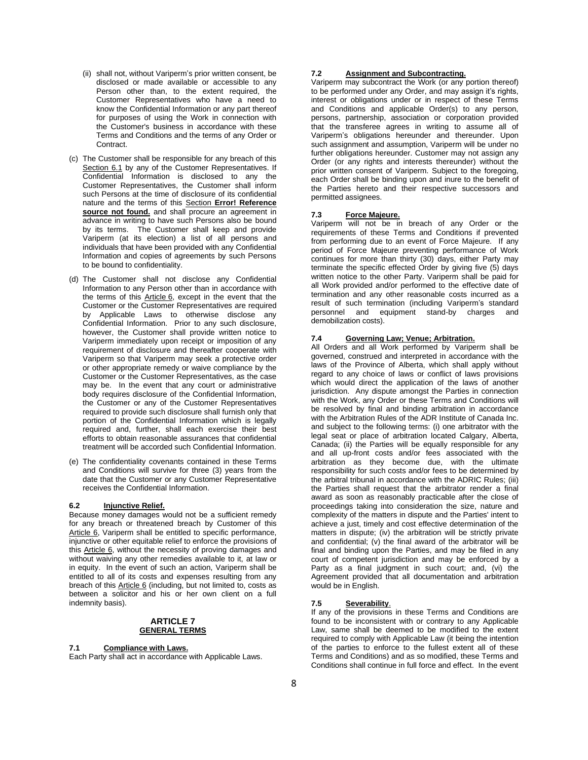(ii) shall not, without Variperm's prior written consent, be disclosed or made available or accessible to any Person other than, to the extent required, the Customer Representatives who have a need to know the Confidential Information or any part thereof for purposes of using the Work in connection with the Customer's business in accordance with these Terms and Conditions and the terms of any Order or Contract.

(c) The Customer shall be responsible for any breach of this Section 6.1 by any of the Customer Representatives. If Confidential Information is disclosed to any the Customer Representatives, the Customer shall inform such Persons at the time of disclosure of its confidential nature and the terms of this Section **Error! Reference source not found.** and shall procure an agreement in advance in writing to have such Persons also be bound by its terms. The Customer shall keep and provide Variperm (at its election) a list of all persons and individuals that have been provided with any Confidential Information and copies of agreements by such Persons to be bound to confidentiality.

(d) The Customer shall not disclose any Confidential Information to any Person other than in accordance with the terms of this Article 6, except in the event that the Customer or the Customer Representatives are required by Applicable Laws to otherwise disclose any Confidential Information. Prior to any such disclosure, however, the Customer shall provide written notice to Variperm immediately upon receipt or imposition of any requirement of disclosure and thereafter cooperate with Variperm so that Variperm may seek a protective order or other appropriate remedy or waive compliance by the Customer or the Customer Representatives, as the case may be. In the event that any court or administrative body requires disclosure of the Confidential Information, the Customer or any of the Customer Representatives required to provide such disclosure shall furnish only that portion of the Confidential Information which is legally required and, further, shall each exercise their best efforts to obtain reasonable assurances that confidential treatment will be accorded such Confidential Information.

(e) The confidentiality covenants contained in these Terms and Conditions will survive for three (3) years from the date that the Customer or any Customer Representative receives the Confidential Information.

### 6.2 Injunctive Relief.

Because money damages would not be a sufficient remedy for any breach or threatened breach by Customer of this Article 6, Variperm shall be entitled to specific performance, injunctive or other equitable relief to enforce the provisions of this Article 6, without the necessity of proving damages and without waiving any other remedies available to it, at law or in equity. In the event of such an action, Variperm shall be entitled to all of its costs and expenses resulting from any breach of this Article 6 (including, but not limited to, costs as between a solicitor and his or her own client on a full indemnity basis).

## ARTICLE 7
## GENERAL TERMS

### 7.1 Compliance with Laws.

Each Party shall act in accordance with Applicable Laws.

### 7.2 Assignment and Subcontracting.

Variperm may subcontract the Work (or any portion thereof) to be performed under any Order, and may assign it's rights, interest or obligations under or in respect of these Terms and Conditions and applicable Order(s) to any person, persons, partnership, association or corporation provided that the transferee agrees in writing to assume all of Variperm's obligations hereunder and thereunder. Upon such assignment and assumption, Variperm will be under no further obligations hereunder. Customer may not assign any Order (or any rights and interests thereunder) without the prior written consent of Variperm. Subject to the foregoing, each Order shall be binding upon and inure to the benefit of the Parties hereto and their respective successors and permitted assignees.

### 7.3 Force Majeure.

Variperm will not be in breach of any Order or the requirements of these Terms and Conditions if prevented from performing due to an event of Force Majeure. If any period of Force Majeure preventing performance of Work continues for more than thirty (30) days, either Party may terminate the specific effected Order by giving five (5) days written notice to the other Party. Variperm shall be paid for all Work provided and/or performed to the effective date of termination and any other reasonable costs incurred as a result of such termination (including Variperm's standard personnel and equipment stand-by charges and demobilization costs).

### 7.4 Governing Law; Venue; Arbitration.

All Orders and all Work performed by Variperm shall be governed, construed and interpreted in accordance with the laws of the Province of Alberta, which shall apply without regard to any choice of laws or conflict of laws provisions which would direct the application of the laws of another jurisdiction. Any dispute amongst the Parties in connection with the Work, any Order or these Terms and Conditions will be resolved by final and binding arbitration in accordance with the Arbitration Rules of the ADR Institute of Canada Inc. and subject to the following terms: (i) one arbitrator with the legal seat or place of arbitration located Calgary, Alberta, Canada; (ii) the Parties will be equally responsible for any and all up-front costs and/or fees associated with the arbitration as they become due, with the ultimate responsibility for such costs and/or fees to be determined by the arbitral tribunal in accordance with the ADRIC Rules; (iii) the Parties shall request that the arbitrator render a final award as soon as reasonably practicable after the close of proceedings taking into consideration the size, nature and complexity of the matters in dispute and the Parties' intent to achieve a just, timely and cost effective determination of the matters in dispute; (iv) the arbitration will be strictly private and confidential; (v) the final award of the arbitrator will be final and binding upon the Parties, and may be filed in any court of competent jurisdiction and may be enforced by a Party as a final judgment in such court; and, (vi) the Agreement provided that all documentation and arbitration would be in English.

### 7.5 Severability.

If any of the provisions in these Terms and Conditions are found to be inconsistent with or contrary to any Applicable Law, same shall be deemed to be modified to the extent required to comply with Applicable Law (it being the intention of the parties to enforce to the fullest extent all of these Terms and Conditions) and as so modified, these Terms and Conditions shall continue in full force and effect. In the event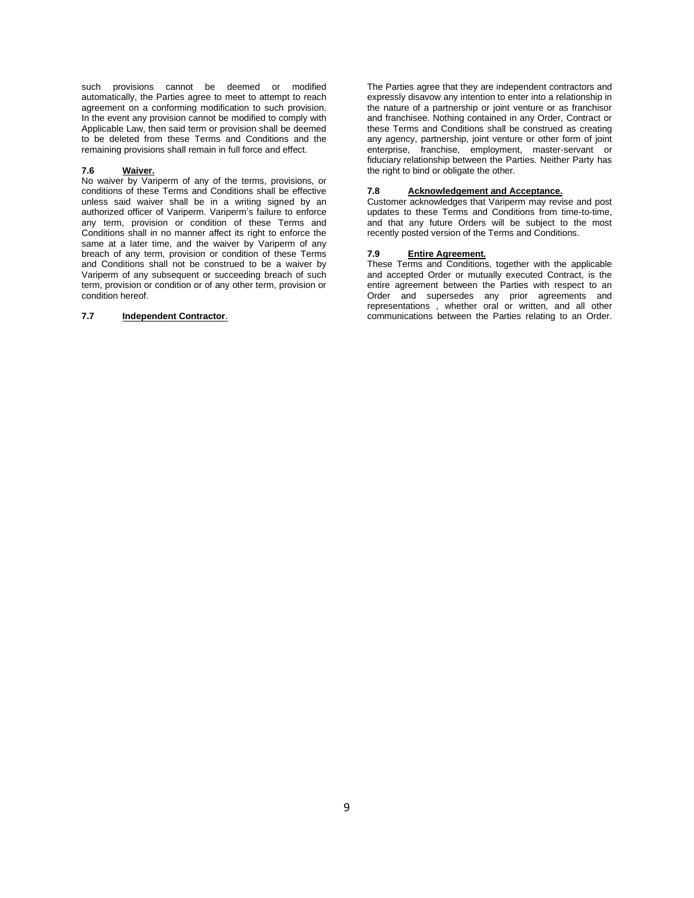such provisions cannot be deemed or modified automatically, the Parties agree to meet to attempt to reach agreement on a conforming modification to such provision. In the event any provision cannot be modified to comply with Applicable Law, then said term or provision shall be deemed to be deleted from these Terms and Conditions and the remaining provisions shall remain in full force and effect.

**7.6 Waiver.**
No waiver by Variperm of any of the terms, provisions, or conditions of these Terms and Conditions shall be effective unless said waiver shall be in a writing signed by an authorized officer of Variperm. Variperm's failure to enforce any term, provision or condition of these Terms and Conditions shall in no manner affect its right to enforce the same at a later time, and the waiver by Variperm of any breach of any term, provision or condition of these Terms and Conditions shall not be construed to be a waiver by Variperm of any subsequent or succeeding breach of such term, provision or condition or of any other term, provision or condition hereof.

**7.7 Independent Contractor.**
The Parties agree that they are independent contractors and expressly disavow any intention to enter into a relationship in the nature of a partnership or joint venture or as franchisor and franchisee. Nothing contained in any Order, Contract or these Terms and Conditions shall be construed as creating any agency, partnership, joint venture or other form of joint enterprise, franchise, employment, master-servant or fiduciary relationship between the Parties. Neither Party has the right to bind or obligate the other.

**7.8 Acknowledgement and Acceptance.**
Customer acknowledges that Variperm may revise and post updates to these Terms and Conditions from time-to-time, and that any future Orders will be subject to the most recently posted version of the Terms and Conditions.

**7.9 Entire Agreement.**
These Terms and Conditions, together with the applicable and accepted Order or mutually executed Contract, is the entire agreement between the Parties with respect to an Order and supersedes any prior agreements and representations , whether oral or written, and all other communications between the Parties relating to an Order.